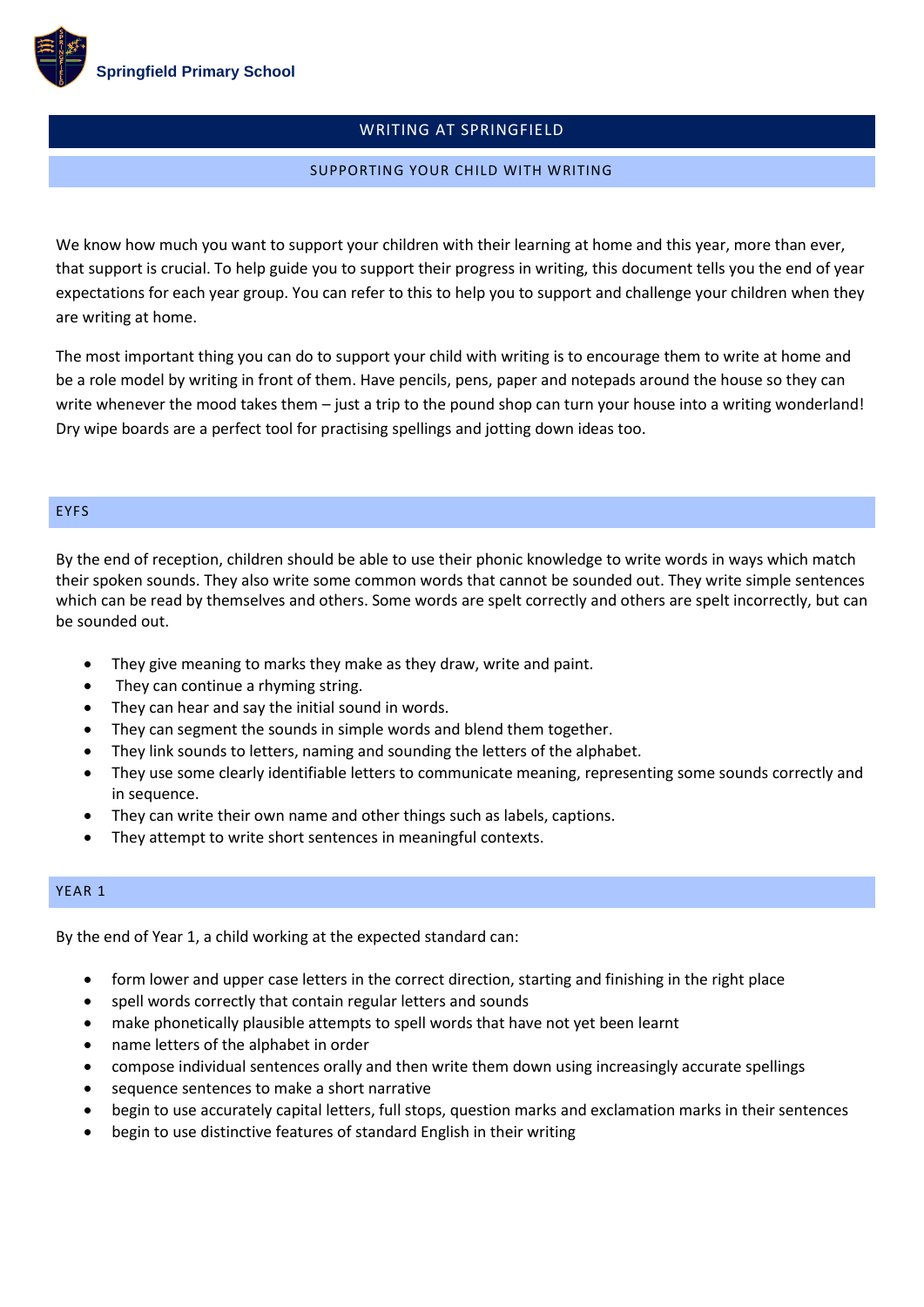Springfield Primary School

# WRITING AT SPRINGFIELD

## SUPPORTING YOUR CHILD WITH WRITING

We know how much you want to support your children with their learning at home and this year, more than ever, that support is crucial. To help guide you to support their progress in writing, this document tells you the end of year expectations for each year group. You can refer to this to help you to support and challenge your children when they are writing at home.

The most important thing you can do to support your child with writing is to encourage them to write at home and be a role model by writing in front of them. Have pencils, pens, paper and notepads around the house so they can write whenever the mood takes them – just a trip to the pound shop can turn your house into a writing wonderland! Dry wipe boards are a perfect tool for practising spellings and jotting down ideas too.

## EYFS

By the end of reception, children should be able to use their phonic knowledge to write words in ways which match their spoken sounds. They also write some common words that cannot be sounded out. They write simple sentences which can be read by themselves and others. Some words are spelt correctly and others are spelt incorrectly, but can be sounded out.

- They give meaning to marks they make as they draw, write and paint.
- They can continue a rhyming string.
- They can hear and say the initial sound in words.
- They can segment the sounds in simple words and blend them together.
- They link sounds to letters, naming and sounding the letters of the alphabet.
- They use some clearly identifiable letters to communicate meaning, representing some sounds correctly and in sequence.
- They can write their own name and other things such as labels, captions.
- They attempt to write short sentences in meaningful contexts.

## YEAR 1

By the end of Year 1, a child working at the expected standard can:

- form lower and upper case letters in the correct direction, starting and finishing in the right place
- spell words correctly that contain regular letters and sounds
- make phonetically plausible attempts to spell words that have not yet been learnt
- name letters of the alphabet in order
- compose individual sentences orally and then write them down using increasingly accurate spellings
- sequence sentences to make a short narrative
- begin to use accurately capital letters, full stops, question marks and exclamation marks in their sentences
- begin to use distinctive features of standard English in their writing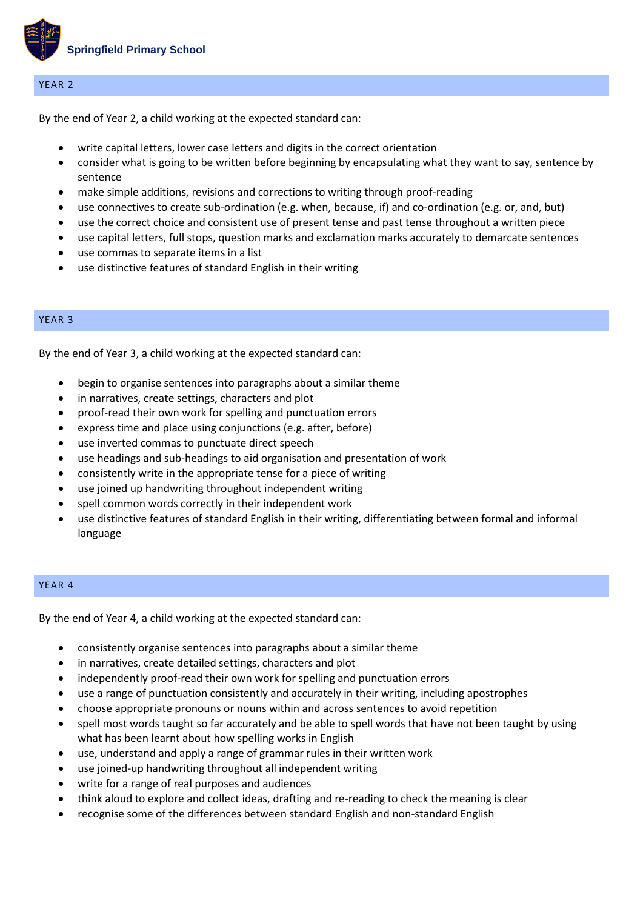Springfield Primary School

## YEAR 2

By the end of Year 2, a child working at the expected standard can:

- write capital letters, lower case letters and digits in the correct orientation
- consider what is going to be written before beginning by encapsulating what they want to say, sentence by sentence
- make simple additions, revisions and corrections to writing through proof-reading
- use connectives to create sub-ordination (e.g. when, because, if) and co-ordination (e.g. or, and, but)
- use the correct choice and consistent use of present tense and past tense throughout a written piece
- use capital letters, full stops, question marks and exclamation marks accurately to demarcate sentences
- use commas to separate items in a list
- use distinctive features of standard English in their writing

## YEAR 3

By the end of Year 3, a child working at the expected standard can:

- begin to organise sentences into paragraphs about a similar theme
- in narratives, create settings, characters and plot
- proof-read their own work for spelling and punctuation errors
- express time and place using conjunctions (e.g. after, before)
- use inverted commas to punctuate direct speech
- use headings and sub-headings to aid organisation and presentation of work
- consistently write in the appropriate tense for a piece of writing
- use joined up handwriting throughout independent writing
- spell common words correctly in their independent work
- use distinctive features of standard English in their writing, differentiating between formal and informal language

## YEAR 4

By the end of Year 4, a child working at the expected standard can:

- consistently organise sentences into paragraphs about a similar theme
- in narratives, create detailed settings, characters and plot
- independently proof-read their own work for spelling and punctuation errors
- use a range of punctuation consistently and accurately in their writing, including apostrophes
- choose appropriate pronouns or nouns within and across sentences to avoid repetition
- spell most words taught so far accurately and be able to spell words that have not been taught by using what has been learnt about how spelling works in English
- use, understand and apply a range of grammar rules in their written work
- use joined-up handwriting throughout all independent writing
- write for a range of real purposes and audiences
- think aloud to explore and collect ideas, drafting and re-reading to check the meaning is clear
- recognise some of the differences between standard English and non-standard English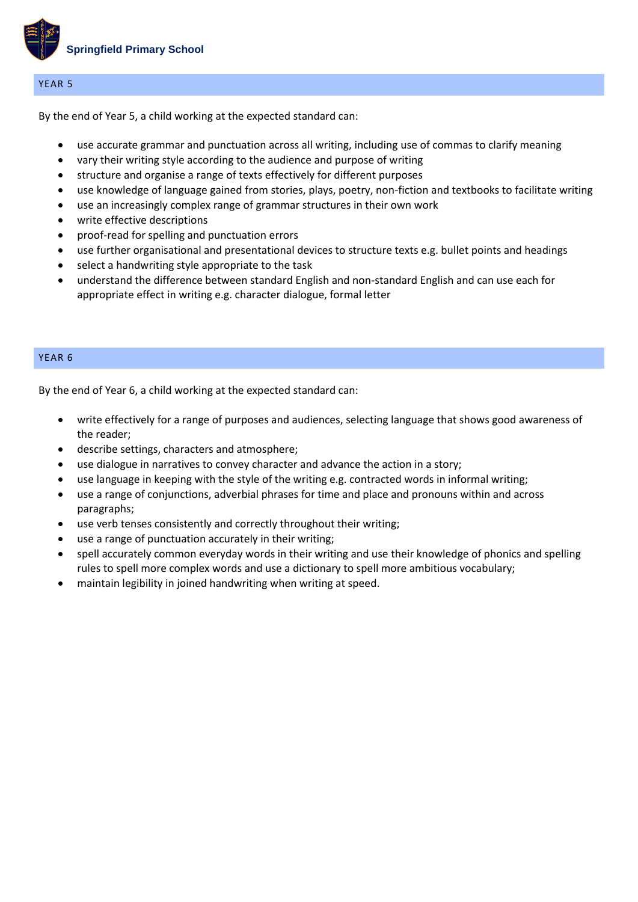Springfield Primary School

## YEAR 5

By the end of Year 5, a child working at the expected standard can:

- use accurate grammar and punctuation across all writing, including use of commas to clarify meaning
- vary their writing style according to the audience and purpose of writing
- structure and organise a range of texts effectively for different purposes
- use knowledge of language gained from stories, plays, poetry, non-fiction and textbooks to facilitate writing
- use an increasingly complex range of grammar structures in their own work
- write effective descriptions
- proof-read for spelling and punctuation errors
- use further organisational and presentational devices to structure texts e.g. bullet points and headings
- select a handwriting style appropriate to the task
- understand the difference between standard English and non-standard English and can use each for appropriate effect in writing e.g. character dialogue, formal letter

## YEAR 6

By the end of Year 6, a child working at the expected standard can:

- write effectively for a range of purposes and audiences, selecting language that shows good awareness of the reader;
- describe settings, characters and atmosphere;
- use dialogue in narratives to convey character and advance the action in a story;
- use language in keeping with the style of the writing e.g. contracted words in informal writing;
- use a range of conjunctions, adverbial phrases for time and place and pronouns within and across paragraphs;
- use verb tenses consistently and correctly throughout their writing;
- use a range of punctuation accurately in their writing;
- spell accurately common everyday words in their writing and use their knowledge of phonics and spelling rules to spell more complex words and use a dictionary to spell more ambitious vocabulary;
- maintain legibility in joined handwriting when writing at speed.